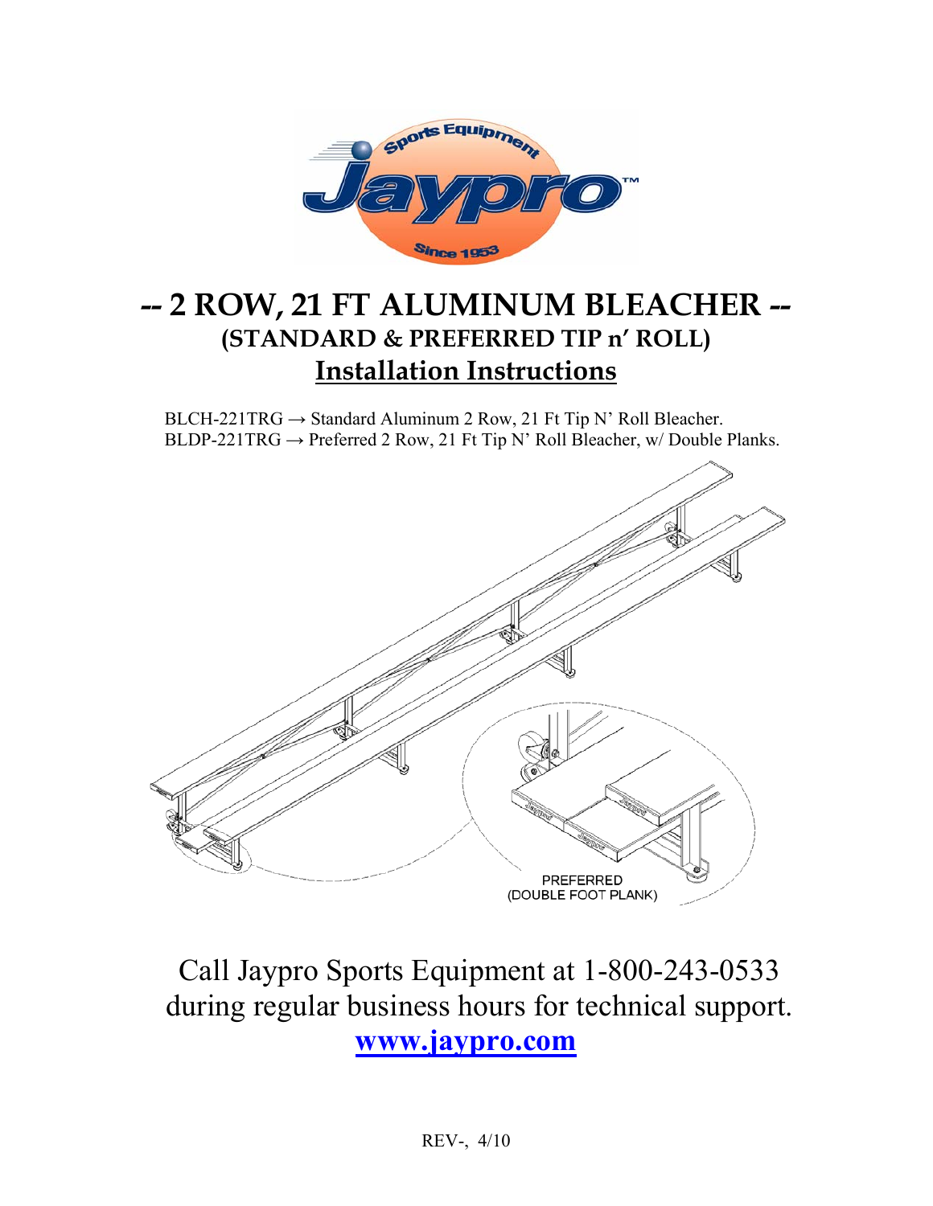# -- 2 ROW, 21 FT ALUMINUM BLEACHER --

## (STANDARD & PREFERRED TIP n' ROLL)

## Installation Instructions

BLCH-221TRG → Standard Aluminum 2 Row, 21 Ft Tip N' Roll Bleacher.
BLDP-221TRG → Preferred 2 Row, 21 Ft Tip N' Roll Bleacher, w/ Double Planks.

PREFERRED
(DOUBLE FOOT PLANK)

Call Jaypro Sports Equipment at 1-800-243-0533 during regular business hours for technical support.

**www.jaypro.com**

REV-, 4/10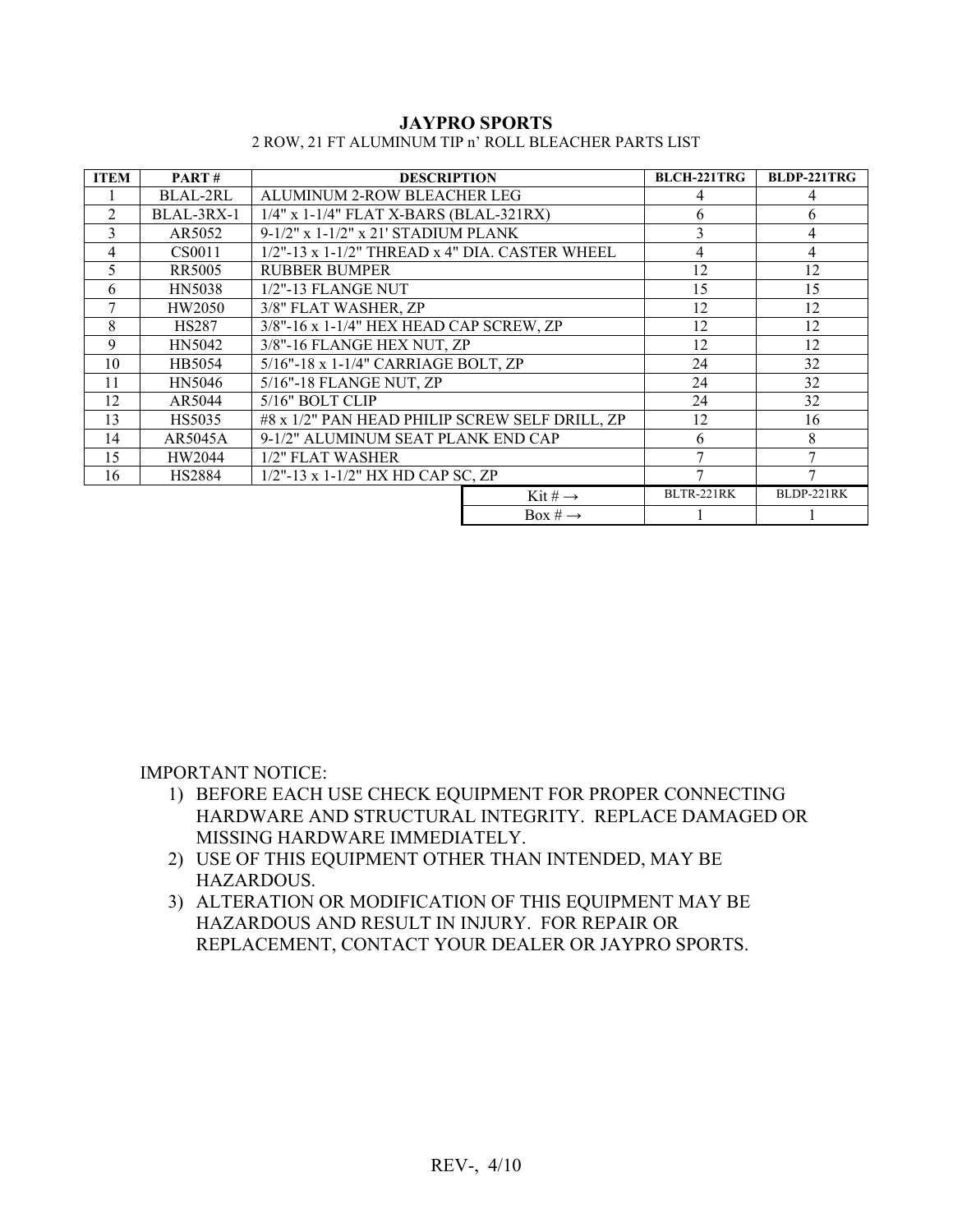**JAYPRO SPORTS**

2 ROW, 21 FT ALUMINUM TIP n' ROLL BLEACHER PARTS LIST

| ITEM | PART # | DESCRIPTION | | BLCH-221TRG | BLDP-221TRG |
|---|---|---|---|---|---|
| 1 | BLAL-2RL | ALUMINUM 2-ROW BLEACHER LEG | | 4 | 4 |
| 2 | BLAL-3RX-1 | 1/4" x 1-1/4" FLAT X-BARS (BLAL-321RX) | | 6 | 6 |
| 3 | AR5052 | 9-1/2" x 1-1/2" x 21' STADIUM PLANK | | 3 | 4 |
| 4 | CS0011 | 1/2"-13 x 1-1/2" THREAD x 4" DIA. CASTER WHEEL | | 4 | 4 |
| 5 | RR5005 | RUBBER BUMPER | | 12 | 12 |
| 6 | HN5038 | 1/2"-13 FLANGE NUT | | 15 | 15 |
| 7 | HW2050 | 3/8" FLAT WASHER, ZP | | 12 | 12 |
| 8 | HS287 | 3/8"-16 x 1-1/4" HEX HEAD CAP SCREW, ZP | | 12 | 12 |
| 9 | HN5042 | 3/8"-16 FLANGE HEX NUT, ZP | | 12 | 12 |
| 10 | HB5054 | 5/16"-18 x 1-1/4" CARRIAGE BOLT, ZP | | 24 | 32 |
| 11 | HN5046 | 5/16"-18 FLANGE NUT, ZP | | 24 | 32 |
| 12 | AR5044 | 5/16" BOLT CLIP | | 24 | 32 |
| 13 | HS5035 | #8 x 1/2" PAN HEAD PHILIP SCREW SELF DRILL, ZP | | 12 | 16 |
| 14 | AR5045A | 9-1/2" ALUMINUM SEAT PLANK END CAP | | 6 | 8 |
| 15 | HW2044 | 1/2" FLAT WASHER | | 7 | 7 |
| 16 | HS2884 | 1/2"-13 x 1-1/2" HX HD CAP SC, ZP | | 7 | 7 |
| | | | Kit # → | BLTR-221RK | BLDP-221RK |
| | | | Box # → | 1 | 1 |

IMPORTANT NOTICE:

1) BEFORE EACH USE CHECK EQUIPMENT FOR PROPER CONNECTING HARDWARE AND STRUCTURAL INTEGRITY. REPLACE DAMAGED OR MISSING HARDWARE IMMEDIATELY.
2) USE OF THIS EQUIPMENT OTHER THAN INTENDED, MAY BE HAZARDOUS.
3) ALTERATION OR MODIFICATION OF THIS EQUIPMENT MAY BE HAZARDOUS AND RESULT IN INJURY. FOR REPAIR OR REPLACEMENT, CONTACT YOUR DEALER OR JAYPRO SPORTS.

REV-, 4/10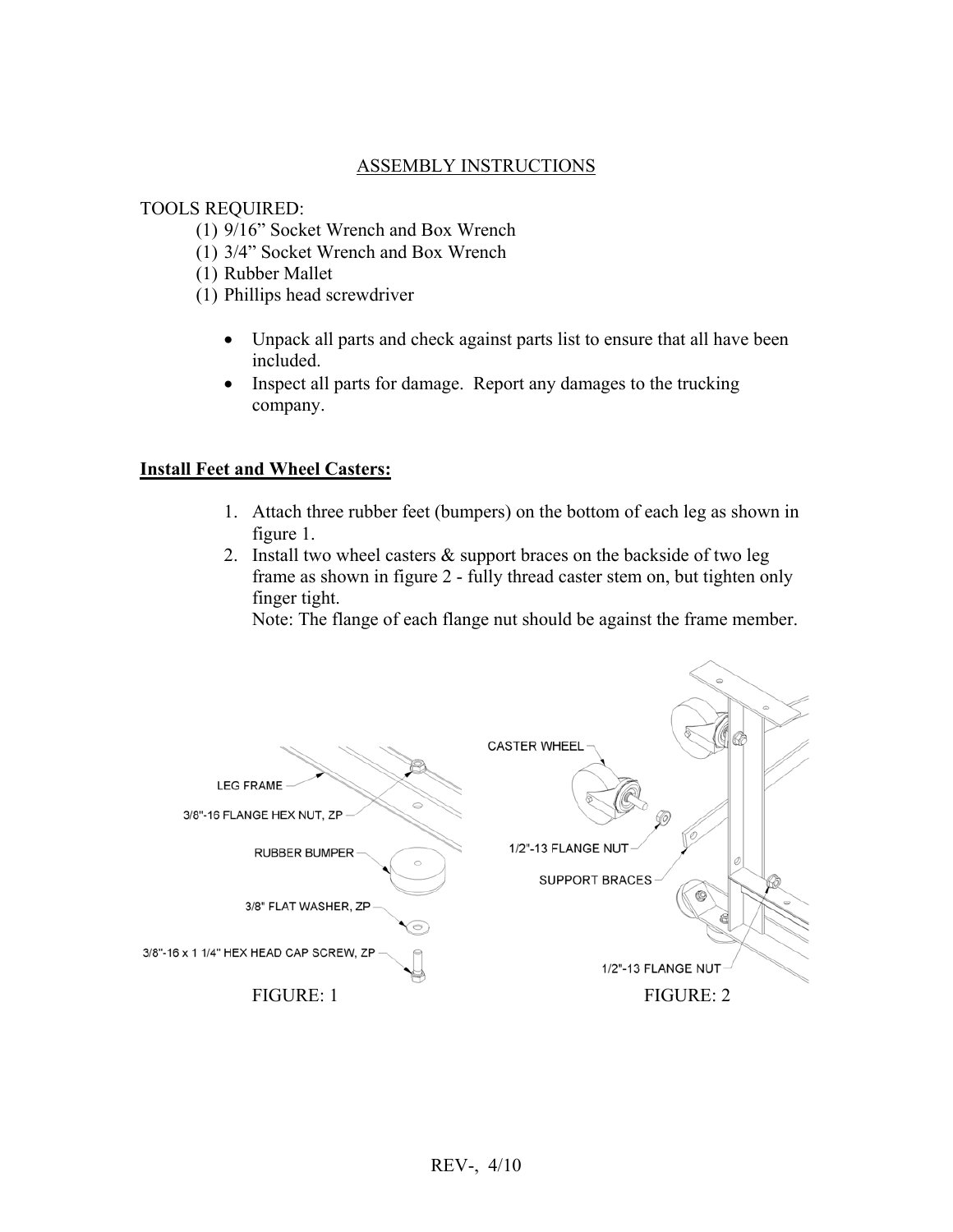## ASSEMBLY INSTRUCTIONS

TOOLS REQUIRED:

(1) 9/16" Socket Wrench and Box Wrench
(1) 3/4" Socket Wrench and Box Wrench
(1) Rubber Mallet
(1) Phillips head screwdriver

- Unpack all parts and check against parts list to ensure that all have been included.
- Inspect all parts for damage. Report any damages to the trucking company.

**Install Feet and Wheel Casters:**

1. Attach three rubber feet (bumpers) on the bottom of each leg as shown in figure 1.
2. Install two wheel casters & support braces on the backside of two leg frame as shown in figure 2 - fully thread caster stem on, but tighten only finger tight.
   Note: The flange of each flange nut should be against the frame member.

LEG FRAME
3/6"-16 FLANGE HEX NUT, ZP
RUBBER BUMPER
3/8" FLAT WASHER, ZP
3/8"-16 x 1 1/4" HEX HEAD CAP SCREW, ZP

FIGURE: 1

CASTER WHEEL
1/2"-13 FLANGE NUT
SUPPORT BRACES
1/2"-13 FLANGE NUT

FIGURE: 2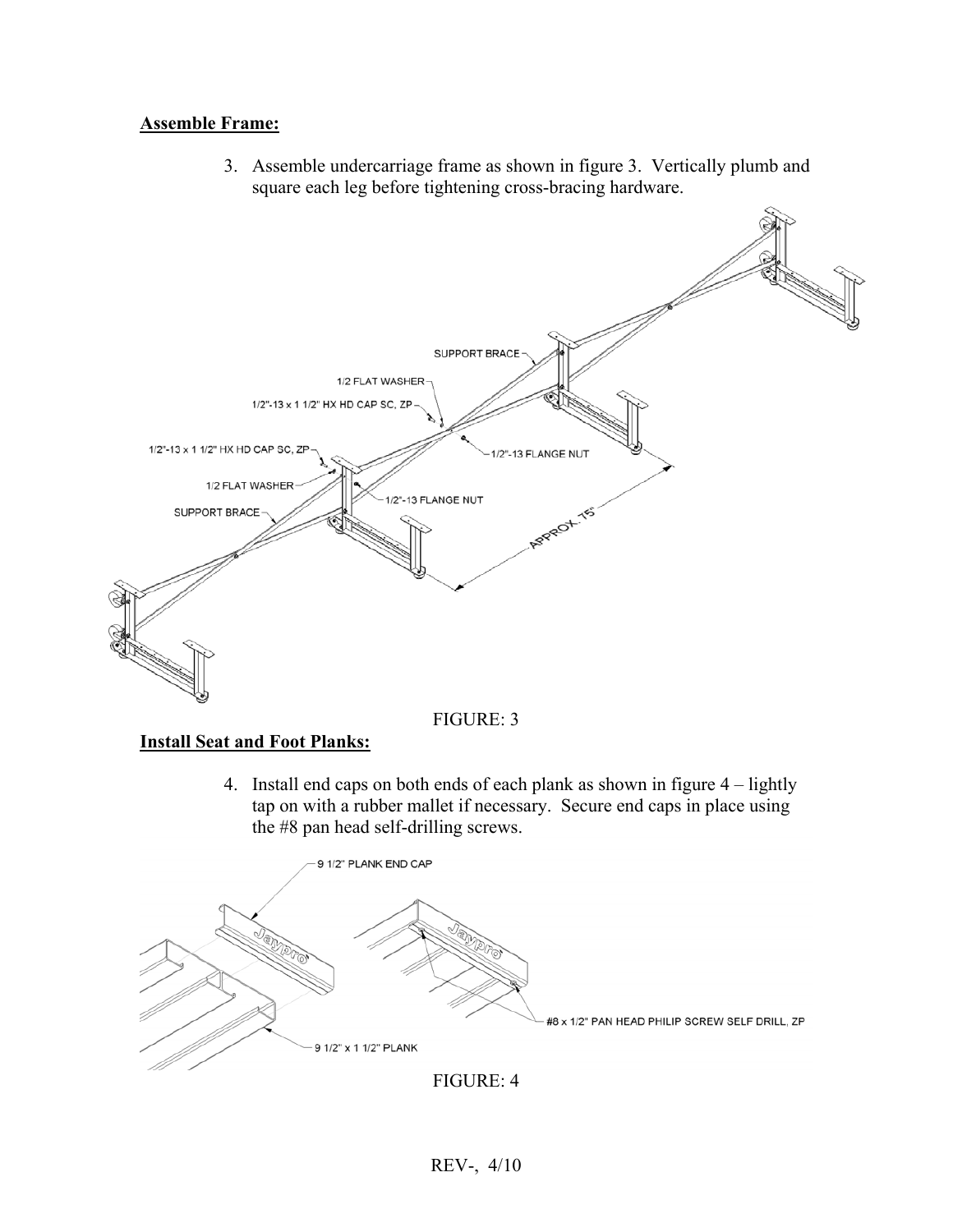**Assemble Frame:**

3. Assemble undercarriage frame as shown in figure 3. Vertically plumb and square each leg before tightening cross-bracing hardware.

SUPPORT BRACE

1/2 FLAT WASHER

1/2"-13 x 1 1/2" HX HD CAP SC, ZP

1/2"-13 FLANGE NUT

APPROX. 75"

FIGURE: 3

**Install Seat and Foot Planks:**

4. Install end caps on both ends of each plank as shown in figure 4 – lightly tap on with a rubber mallet if necessary. Secure end caps in place using the #8 pan head self-drilling screws.

9 1/2" PLANK END CAP

9 1/2" x 1 1/2" PLANK

#8 x 1/2" PAN HEAD PHILIP SCREW SELF DRILL, ZP

FIGURE: 4

REV-, 4/10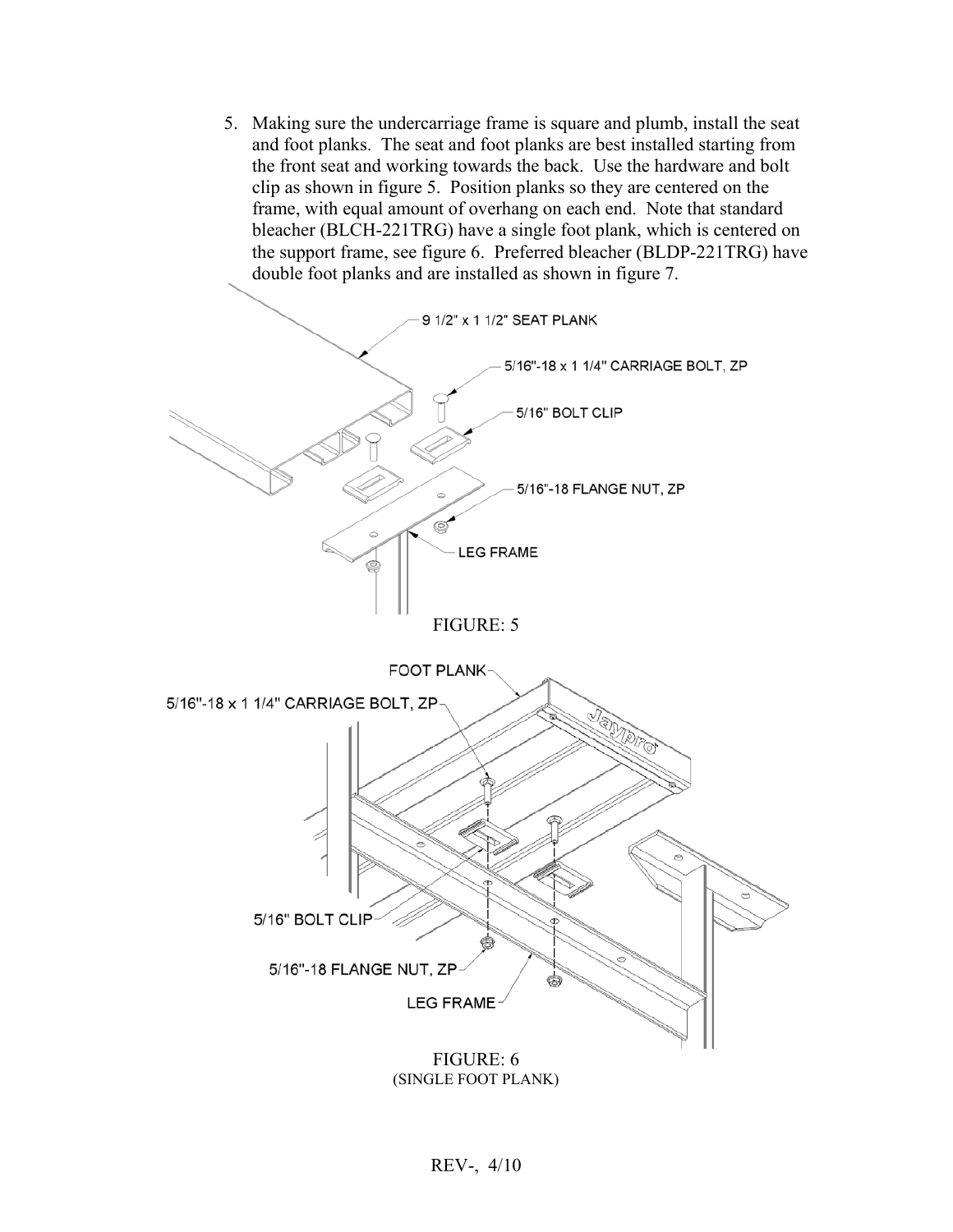5. Making sure the undercarriage frame is square and plumb, install the seat and foot planks. The seat and foot planks are best installed starting from the front seat and working towards the back. Use the hardware and bolt clip as shown in figure 5. Position planks so they are centered on the frame, with equal amount of overhang on each end. Note that standard bleacher (BLCH-221TRG) have a single foot plank, which is centered on the support frame, see figure 6. Preferred bleacher (BLDP-221TRG) have double foot planks and are installed as shown in figure 7.

9 1/2" x 1 1/2" SEAT PLANK

5/16"-18 x 1 1/4" CARRIAGE BOLT, ZP

5/16" BOLT CLIP

5/16"-18 FLANGE NUT, ZP

LEG FRAME

FIGURE: 5

FOOT PLANK

5/16"-18 x 1 1/4" CARRIAGE BOLT, ZP

5/16" BOLT CLIP

5/16"-18 FLANGE NUT, ZP

LEG FRAME

FIGURE: 6
(SINGLE FOOT PLANK)

REV-, 4/10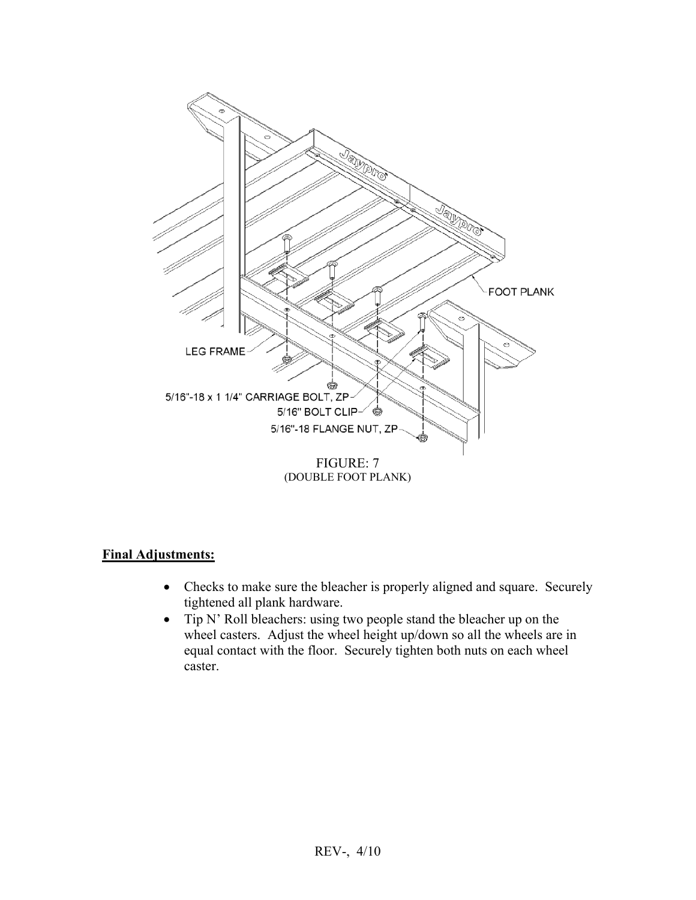LEG FRAME

FOOT PLANK

5/16"-18 x 1 1/4" CARRIAGE BOLT, ZP

5/16" BOLT CLIP

5/16"-18 FLANGE NUT, ZP

FIGURE: 7
(DOUBLE FOOT PLANK)

**Final Adjustments:**

- Checks to make sure the bleacher is properly aligned and square. Securely tightened all plank hardware.
- Tip N' Roll bleachers: using two people stand the bleacher up on the wheel casters. Adjust the wheel height up/down so all the wheels are in equal contact with the floor. Securely tighten both nuts on each wheel caster.

REV-, 4/10